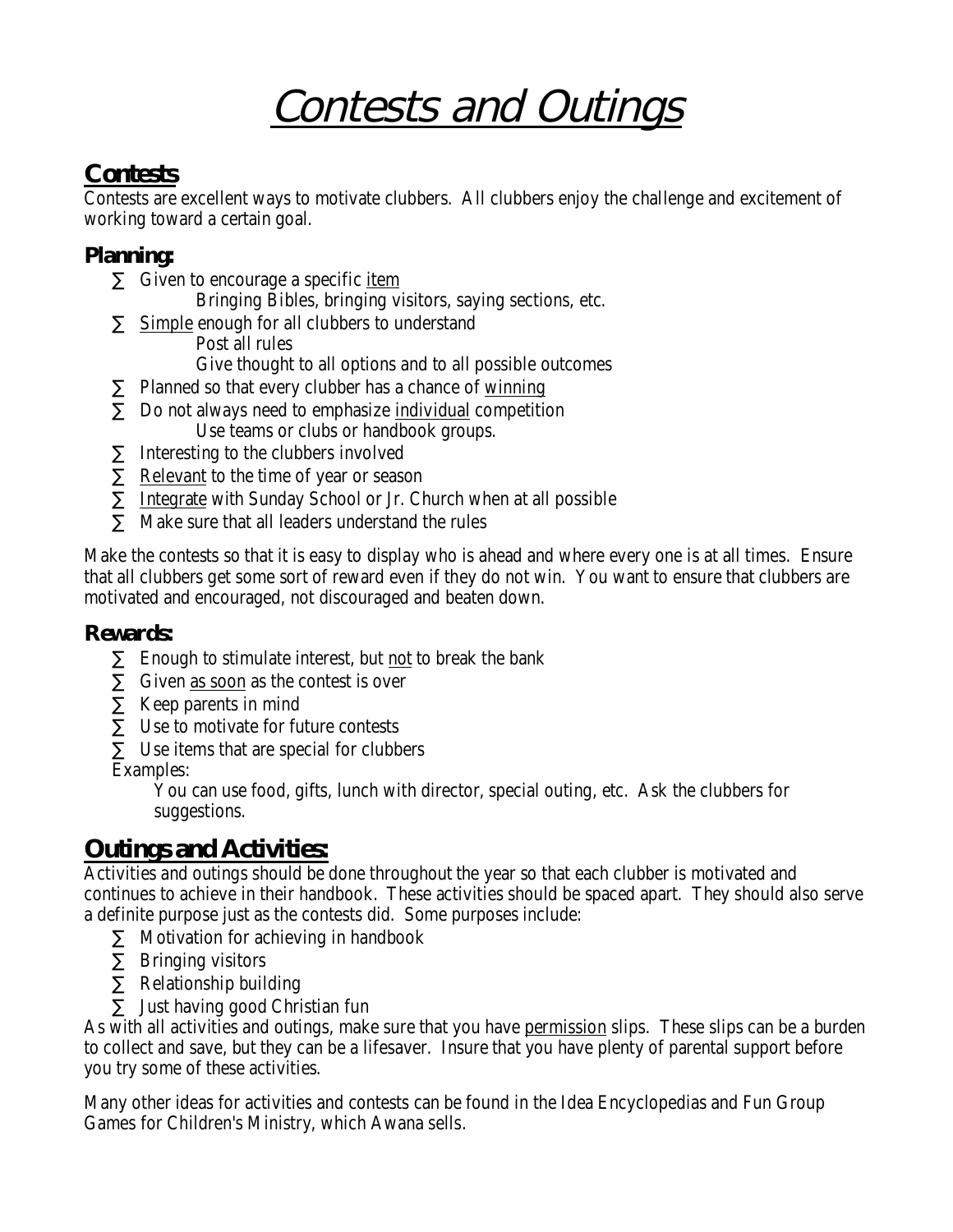# <u>Contests and Outings</u>

## <u>Contests</u>

Contests are excellent ways to motivate clubbers. All clubbers enjoy the challenge and excitement of working toward a certain goal.

### Planning:

- Given to encourage a specific <u>item</u>
  - Bringing Bibles, bringing visitors, saying sections, etc.
- <u>Simple</u> enough for all clubbers to understand
  - Post all rules
  - Give thought to all options and to all possible outcomes
- Planned so that every clubber has a chance of <u>winning</u>
- Do not always need to emphasize <u>individual</u> competition
  - Use teams or clubs or handbook groups.
- Interesting to the clubbers involved
- <u>Relevant</u> to the time of year or season
- <u>Integrate</u> with Sunday School or Jr. Church when at all possible
- Make sure that all leaders understand the rules

Make the contests so that it is easy to display who is ahead and where every one is at all times. Ensure that all clubbers get some sort of reward even if they do not win. You want to ensure that clubbers are motivated and encouraged, not discouraged and beaten down.

### Rewards:

- Enough to stimulate interest, but <u>not</u> to break the bank
- Given <u>as soon</u> as the contest is over
- Keep parents in mind
- Use to motivate for future contests
- Use items that are special for clubbers

Examples:

You can use food, gifts, lunch with director, special outing, etc. Ask the clubbers for suggestions.

## <u>Outings and Activities:</u>

Activities and outings should be done throughout the year so that each clubber is motivated and continues to achieve in their handbook. These activities should be spaced apart. They should also serve a definite purpose just as the contests did. Some purposes include:

- Motivation for achieving in handbook
- Bringing visitors
- Relationship building
- Just having good Christian fun

As with all activities and outings, make sure that you have <u>permission</u> slips. These slips can be a burden to collect and save, but they can be a lifesaver. Insure that you have plenty of parental support before you try some of these activities.

Many other ideas for activities and contests can be found in the Idea Encyclopedias and Fun Group Games for Children's Ministry, which Awana sells.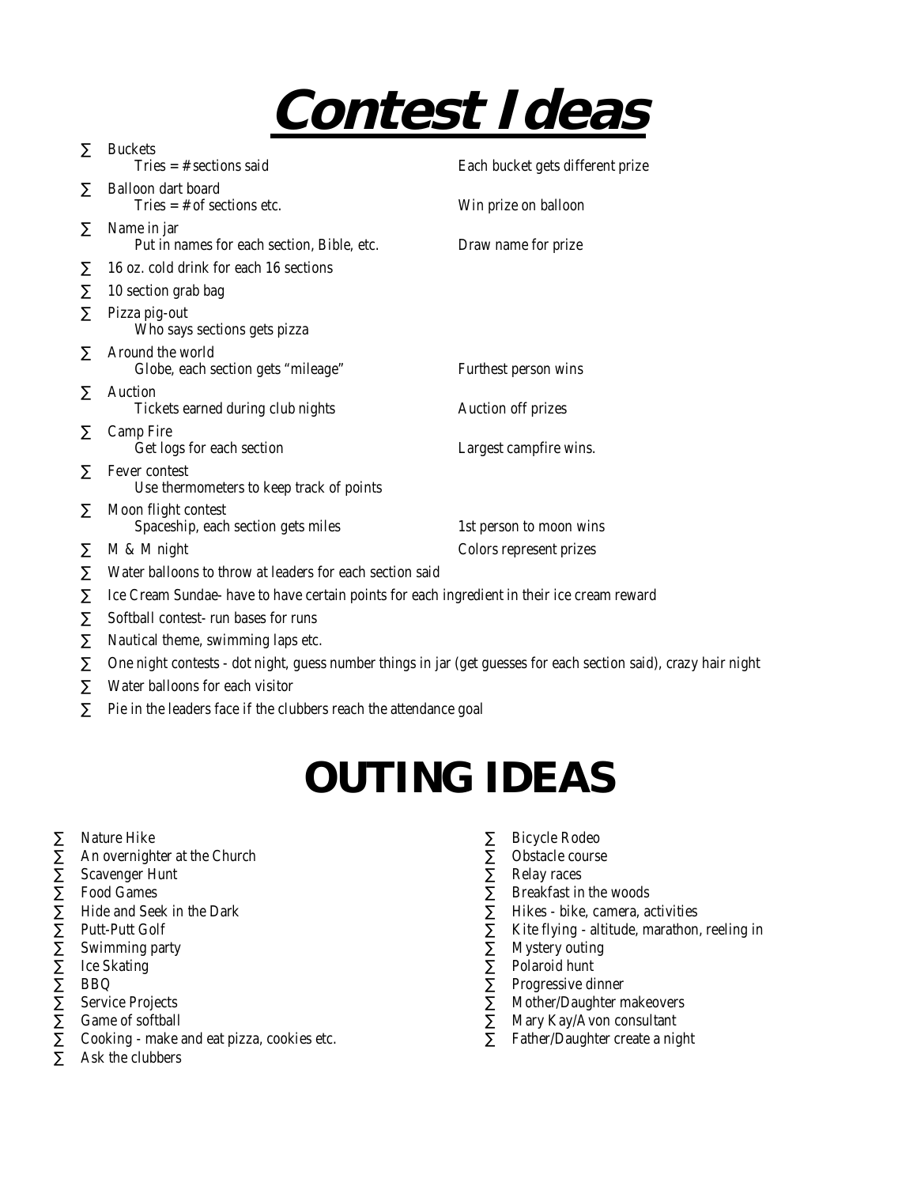# Contest Ideas

- Buckets
  - Tries = # sections said — Each bucket gets different prize
- Balloon dart board
  - Tries = # of sections etc. — Win prize on balloon
- Name in jar
  - Put in names for each section, Bible, etc. — Draw name for prize
- 16 oz. cold drink for each 16 sections
- 10 section grab bag
- Pizza pig-out
  - Who says sections gets pizza
- Around the world
  - Globe, each section gets "mileage" — Furthest person wins
- Auction
  - Tickets earned during club nights — Auction off prizes
- Camp Fire
  - Get logs for each section — Largest campfire wins.
- Fever contest
  - Use thermometers to keep track of points
- Moon flight contest
  - Spaceship, each section gets miles — 1st person to moon wins
- M & M night — Colors represent prizes
- Water balloons to throw at leaders for each section said
- Ice Cream Sundae- have to have certain points for each ingredient in their ice cream reward
- Softball contest- run bases for runs
- Nautical theme, swimming laps etc.
- One night contests - dot night, guess number things in jar (get guesses for each section said), crazy hair night
- Water balloons for each visitor
- Pie in the leaders face if the clubbers reach the attendance goal

# OUTING IDEAS

- Nature Hike
- An overnighter at the Church
- Scavenger Hunt
- Food Games
- Hide and Seek in the Dark
- Putt-Putt Golf
- Swimming party
- Ice Skating
- BBQ
- Service Projects
- Game of softball
- Cooking - make and eat pizza, cookies etc.
- Ask the clubbers
- Bicycle Rodeo
- Obstacle course
- Relay races
- Breakfast in the woods
- Hikes - bike, camera, activities
- Kite flying - altitude, marathon, reeling in
- Mystery outing
- Polaroid hunt
- Progressive dinner
- Mother/Daughter makeovers
- Mary Kay/Avon consultant
- Father/Daughter create a night